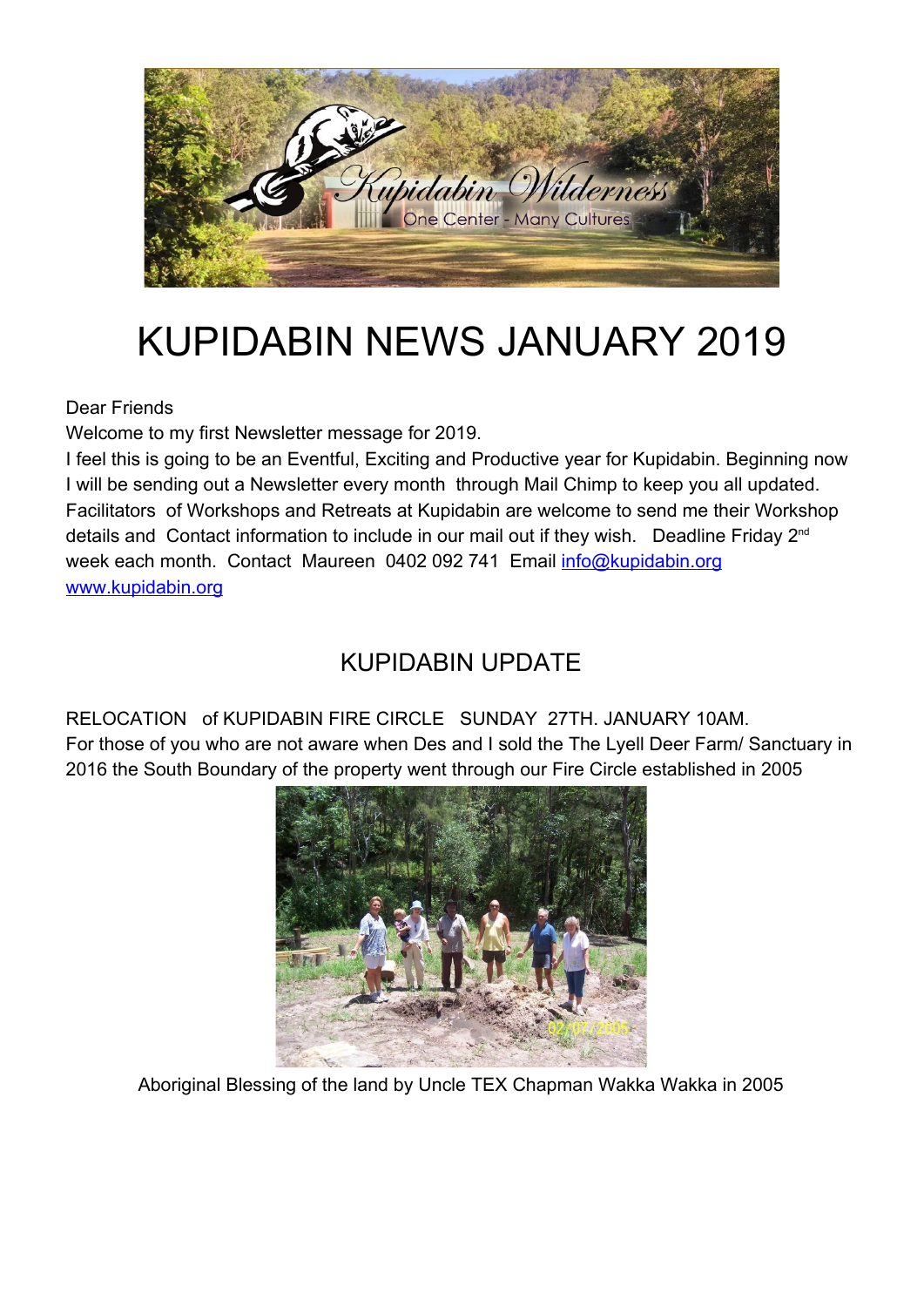# KUPIDABIN NEWS JANUARY 2019

Dear Friends

Welcome to my first Newsletter message for 2019.

I feel this is going to be an Eventful, Exciting and Productive year for Kupidabin. Beginning now I will be sending out a Newsletter every month through Mail Chimp to keep you all updated. Facilitators of Workshops and Retreats at Kupidabin are welcome to send me their Workshop details and Contact information to include in our mail out if they wish. Deadline Friday 2nd week each month. Contact Maureen 0402 092 741 Email info@kupidabin.org www.kupidabin.org

## KUPIDABIN UPDATE

RELOCATION of KUPIDABIN FIRE CIRCLE SUNDAY 27TH. JANUARY 10AM.

For those of you who are not aware when Des and I sold the The Lyell Deer Farm/ Sanctuary in 2016 the South Boundary of the property went through our Fire Circle established in 2005

Aboriginal Blessing of the land by Uncle TEX Chapman Wakka Wakka in 2005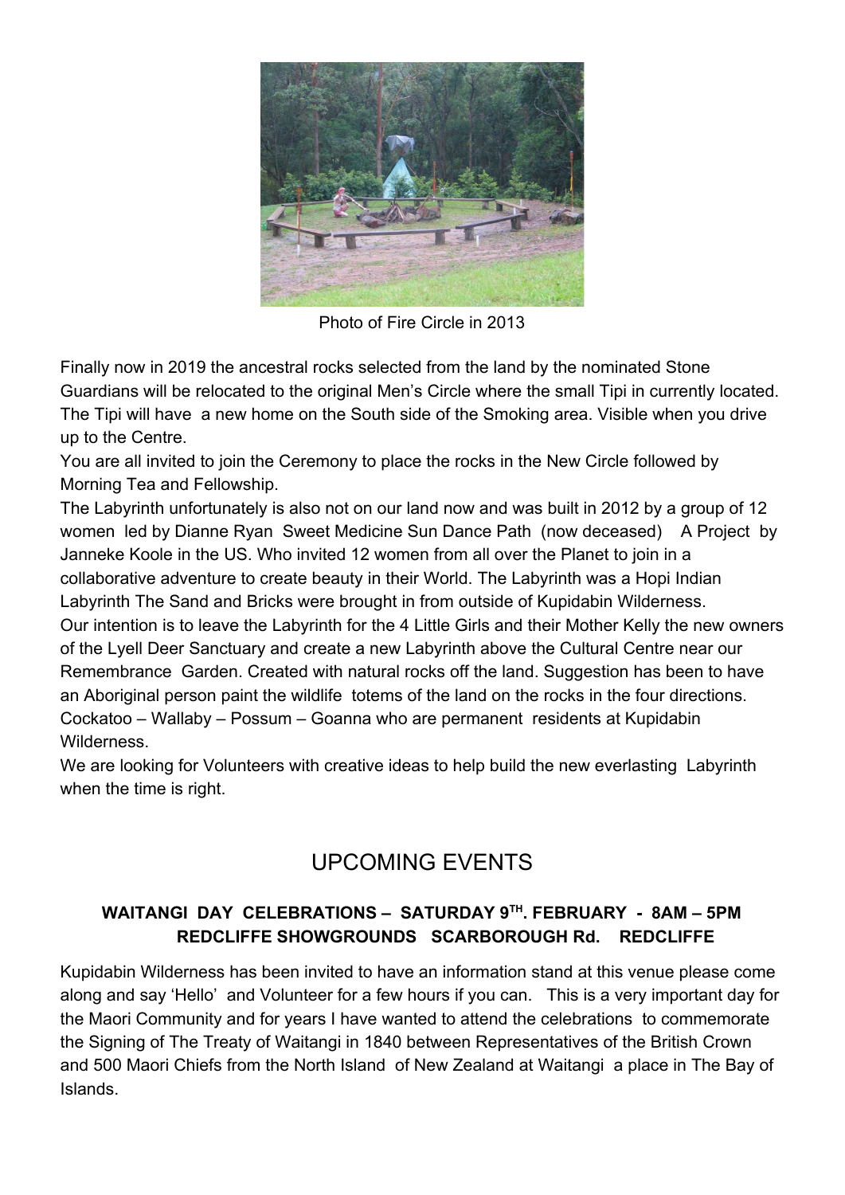Photo of Fire Circle in 2013

Finally now in 2019 the ancestral rocks selected from the land by the nominated Stone Guardians will be relocated to the original Men's Circle where the small Tipi in currently located. The Tipi will have a new home on the South side of the Smoking area. Visible when you drive up to the Centre.

You are all invited to join the Ceremony to place the rocks in the New Circle followed by Morning Tea and Fellowship.

The Labyrinth unfortunately is also not on our land now and was built in 2012 by a group of 12 women led by Dianne Ryan Sweet Medicine Sun Dance Path (now deceased) A Project by Janneke Koole in the US. Who invited 12 women from all over the Planet to join in a collaborative adventure to create beauty in their World. The Labyrinth was a Hopi Indian Labyrinth The Sand and Bricks were brought in from outside of Kupidabin Wilderness.

Our intention is to leave the Labyrinth for the 4 Little Girls and their Mother Kelly the new owners of the Lyell Deer Sanctuary and create a new Labyrinth above the Cultural Centre near our Remembrance Garden. Created with natural rocks off the land. Suggestion has been to have an Aboriginal person paint the wildlife totems of the land on the rocks in the four directions. Cockatoo – Wallaby – Possum – Goanna who are permanent residents at Kupidabin Wilderness.

We are looking for Volunteers with creative ideas to help build the new everlasting Labyrinth when the time is right.

## UPCOMING EVENTS

### WAITANGI DAY CELEBRATIONS – SATURDAY 9TH. FEBRUARY - 8AM – 5PM REDCLIFFE SHOWGROUNDS SCARBOROUGH Rd. REDCLIFFE

Kupidabin Wilderness has been invited to have an information stand at this venue please come along and say 'Hello' and Volunteer for a few hours if you can. This is a very important day for the Maori Community and for years I have wanted to attend the celebrations to commemorate the Signing of The Treaty of Waitangi in 1840 between Representatives of the British Crown and 500 Maori Chiefs from the North Island of New Zealand at Waitangi a place in The Bay of Islands.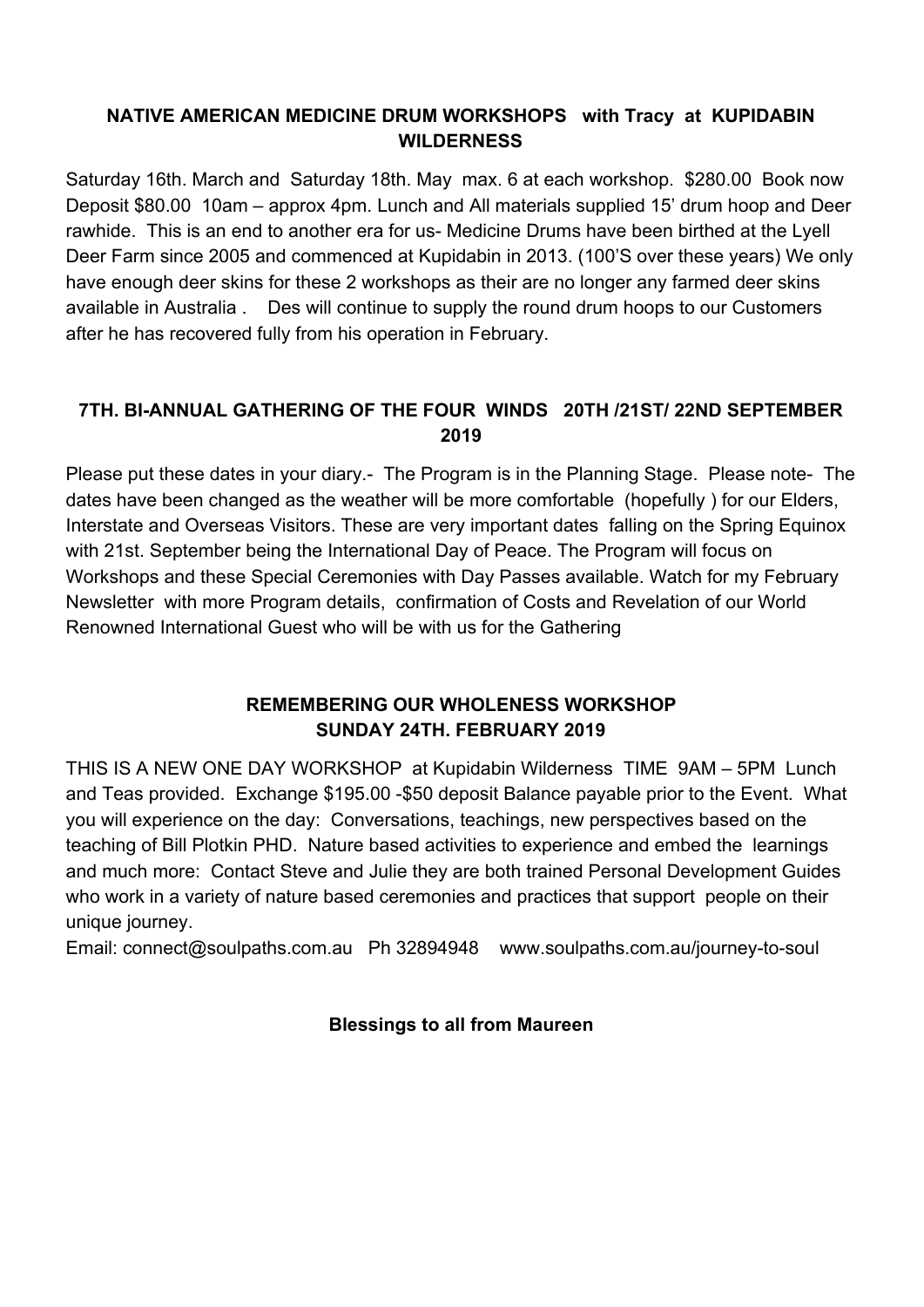**NATIVE AMERICAN MEDICINE DRUM WORKSHOPS with Tracy at KUPIDABIN WILDERNESS**

Saturday 16th. March and Saturday 18th. May max. 6 at each workshop. $280.00 Book now Deposit $80.00 10am – approx 4pm. Lunch and All materials supplied 15' drum hoop and Deer rawhide. This is an end to another era for us- Medicine Drums have been birthed at the Lyell Deer Farm since 2005 and commenced at Kupidabin in 2013. (100'S over these years) We only have enough deer skins for these 2 workshops as their are no longer any farmed deer skins available in Australia . Des will continue to supply the round drum hoops to our Customers after he has recovered fully from his operation in February.

**7TH. BI-ANNUAL GATHERING OF THE FOUR WINDS 20TH /21ST/ 22ND SEPTEMBER 2019**

Please put these dates in your diary.- The Program is in the Planning Stage. Please note- The dates have been changed as the weather will be more comfortable (hopefully ) for our Elders, Interstate and Overseas Visitors. These are very important dates falling on the Spring Equinox with 21st. September being the International Day of Peace. The Program will focus on Workshops and these Special Ceremonies with Day Passes available. Watch for my February Newsletter with more Program details, confirmation of Costs and Revelation of our World Renowned International Guest who will be with us for the Gathering

**REMEMBERING OUR WHOLENESS WORKSHOP**
**SUNDAY 24TH. FEBRUARY 2019**

THIS IS A NEW ONE DAY WORKSHOP at Kupidabin Wilderness TIME 9AM – 5PM Lunch and Teas provided. Exchange $195.00 -$50 deposit Balance payable prior to the Event. What you will experience on the day: Conversations, teachings, new perspectives based on the teaching of Bill Plotkin PHD. Nature based activities to experience and embed the learnings and much more: Contact Steve and Julie they are both trained Personal Development Guides who work in a variety of nature based ceremonies and practices that support people on their unique journey.
Email: connect@soulpaths.com.au Ph 32894948 www.soulpaths.com.au/journey-to-soul

**Blessings to all from Maureen**